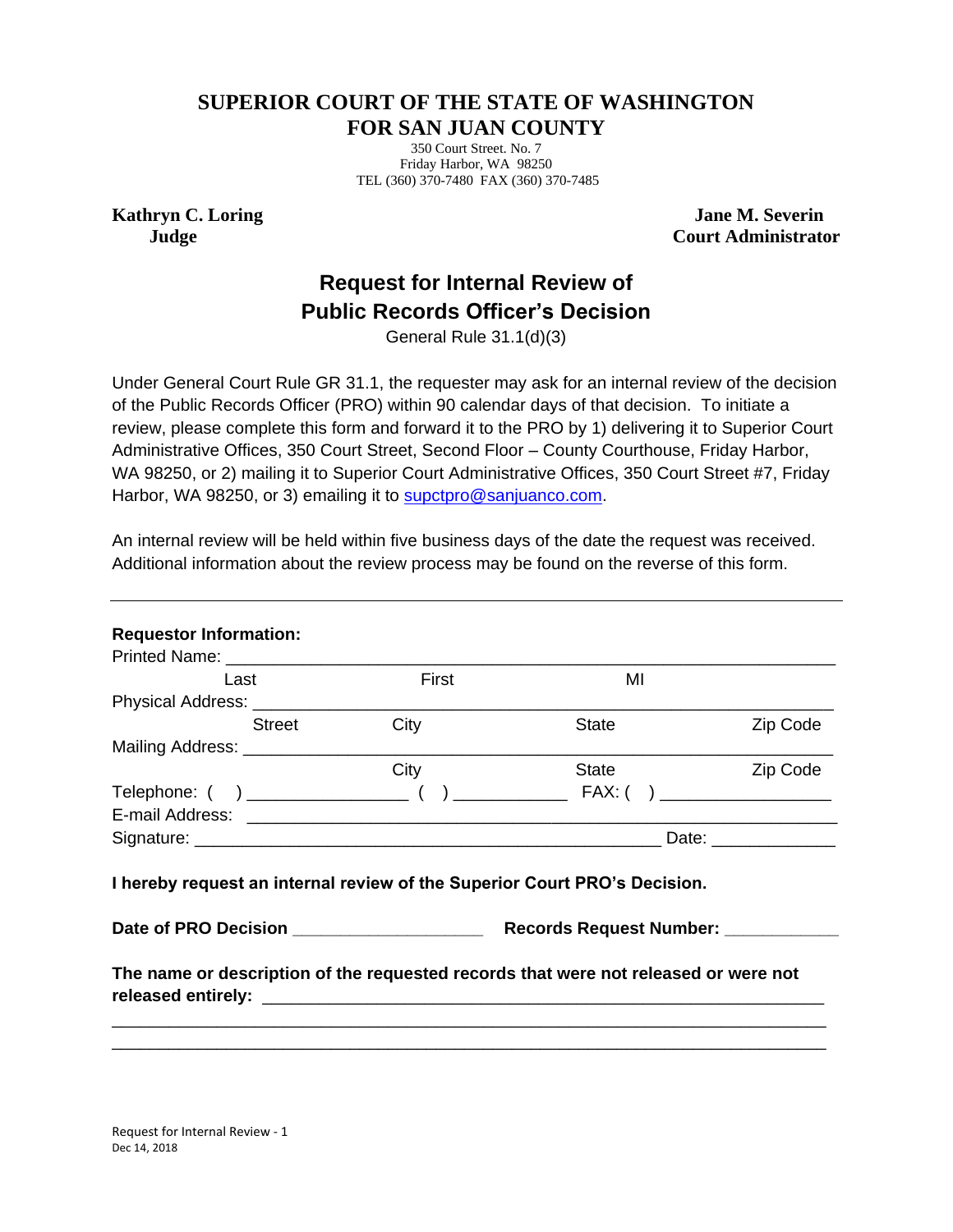# SUPERIOR COURT OF THE STATE OF WASHINGTON FOR SAN JUAN COUNTY

350 Court Street. No. 7
Friday Harbor, WA 98250
TEL (360) 370-7480 FAX (360) 370-7485

**Kathryn C. Loring**
**Judge**

**Jane M. Severin**
**Court Administrator**

## Request for Internal Review of Public Records Officer's Decision

General Rule 31.1(d)(3)

Under General Court Rule GR 31.1, the requester may ask for an internal review of the decision of the Public Records Officer (PRO) within 90 calendar days of that decision. To initiate a review, please complete this form and forward it to the PRO by 1) delivering it to Superior Court Administrative Offices, 350 Court Street, Second Floor – County Courthouse, Friday Harbor, WA 98250, or 2) mailing it to Superior Court Administrative Offices, 350 Court Street #7, Friday Harbor, WA 98250, or 3) emailing it to supctpro@sanjuanco.com.

An internal review will be held within five business days of the date the request was received. Additional information about the review process may be found on the reverse of this form.

---

**Requestor Information:**

Printed Name: ________________________________________________
Last First MI

Physical Address: ______________________________________________
Street City State Zip Code

Mailing Address: _______________________________________________
City State Zip Code

Telephone: ( ) ________________ ( ) ____________ FAX: ( ) __________________

E-mail Address: ________________________________________________

Signature: ____________________________________________ Date: _____________

**I hereby request an internal review of the Superior Court PRO's Decision.**

**Date of PRO Decision** ___________________ **Records Request Number:** ____________

**The name or description of the requested records that were not released or were not released entirely:** ______________________________________________________________

________________________________________________________________________________

________________________________________________________________________________

Request for Internal Review - 1
Dec 14, 2018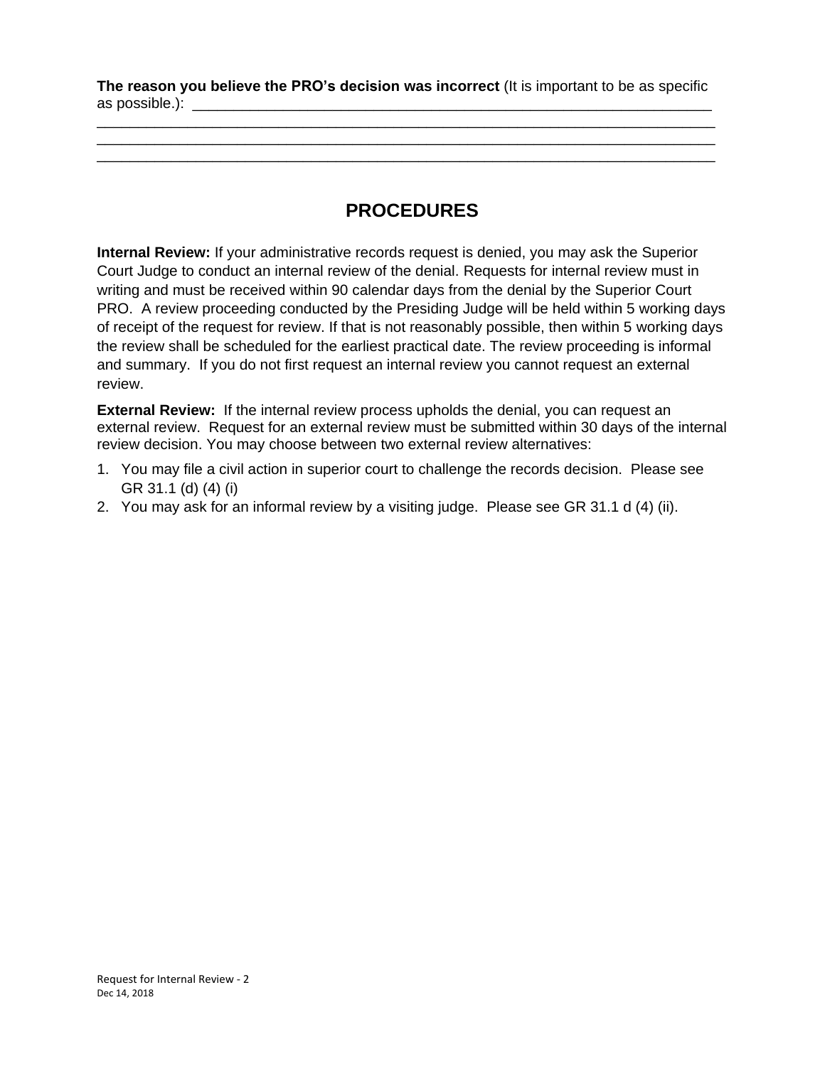**The reason you believe the PRO's decision was incorrect** (It is important to be as specific as possible.): ______________________________________________________________________
______________________________________________________________________________
______________________________________________________________________________
______________________________________________________________________________

## PROCEDURES

**Internal Review:** If your administrative records request is denied, you may ask the Superior Court Judge to conduct an internal review of the denial. Requests for internal review must in writing and must be received within 90 calendar days from the denial by the Superior Court PRO. A review proceeding conducted by the Presiding Judge will be held within 5 working days of receipt of the request for review. If that is not reasonably possible, then within 5 working days the review shall be scheduled for the earliest practical date. The review proceeding is informal and summary. If you do not first request an internal review you cannot request an external review.

**External Review:** If the internal review process upholds the denial, you can request an external review. Request for an external review must be submitted within 30 days of the internal review decision. You may choose between two external review alternatives:

1. You may file a civil action in superior court to challenge the records decision. Please see GR 31.1 (d) (4) (i)
2. You may ask for an informal review by a visiting judge. Please see GR 31.1 d (4) (ii).

Request for Internal Review - 2
Dec 14, 2018